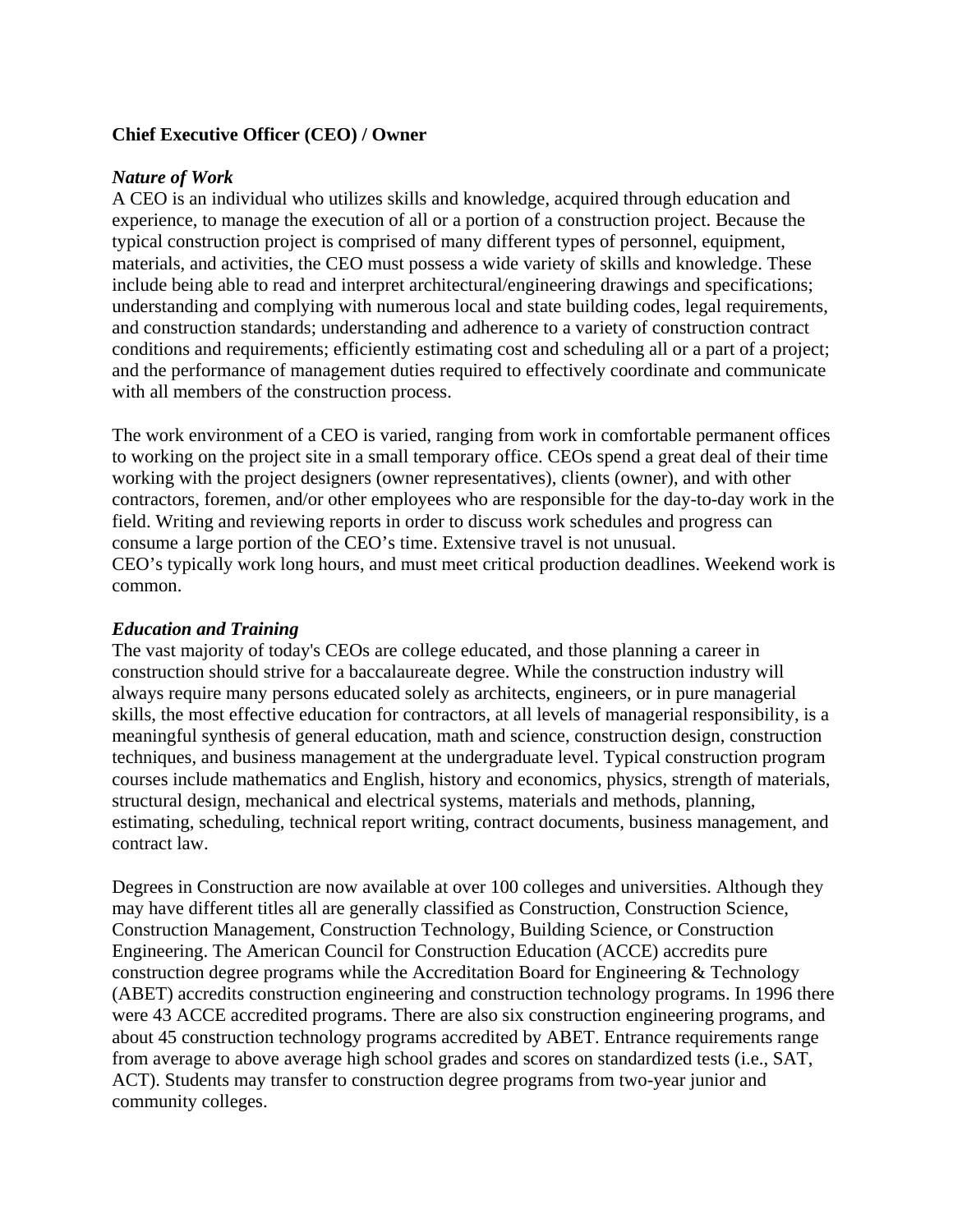**Chief Executive Officer (CEO) / Owner**

***Nature of Work***

A CEO is an individual who utilizes skills and knowledge, acquired through education and experience, to manage the execution of all or a portion of a construction project. Because the typical construction project is comprised of many different types of personnel, equipment, materials, and activities, the CEO must possess a wide variety of skills and knowledge. These include being able to read and interpret architectural/engineering drawings and specifications; understanding and complying with numerous local and state building codes, legal requirements, and construction standards; understanding and adherence to a variety of construction contract conditions and requirements; efficiently estimating cost and scheduling all or a part of a project; and the performance of management duties required to effectively coordinate and communicate with all members of the construction process.

The work environment of a CEO is varied, ranging from work in comfortable permanent offices to working on the project site in a small temporary office. CEOs spend a great deal of their time working with the project designers (owner representatives), clients (owner), and with other contractors, foremen, and/or other employees who are responsible for the day-to-day work in the field. Writing and reviewing reports in order to discuss work schedules and progress can consume a large portion of the CEO's time. Extensive travel is not unusual.
CEO's typically work long hours, and must meet critical production deadlines. Weekend work is common.

***Education and Training***

The vast majority of today's CEOs are college educated, and those planning a career in construction should strive for a baccalaureate degree. While the construction industry will always require many persons educated solely as architects, engineers, or in pure managerial skills, the most effective education for contractors, at all levels of managerial responsibility, is a meaningful synthesis of general education, math and science, construction design, construction techniques, and business management at the undergraduate level. Typical construction program courses include mathematics and English, history and economics, physics, strength of materials, structural design, mechanical and electrical systems, materials and methods, planning, estimating, scheduling, technical report writing, contract documents, business management, and contract law.

Degrees in Construction are now available at over 100 colleges and universities. Although they may have different titles all are generally classified as Construction, Construction Science, Construction Management, Construction Technology, Building Science, or Construction Engineering. The American Council for Construction Education (ACCE) accredits pure construction degree programs while the Accreditation Board for Engineering & Technology (ABET) accredits construction engineering and construction technology programs. In 1996 there were 43 ACCE accredited programs. There are also six construction engineering programs, and about 45 construction technology programs accredited by ABET. Entrance requirements range from average to above average high school grades and scores on standardized tests (i.e., SAT, ACT). Students may transfer to construction degree programs from two-year junior and community colleges.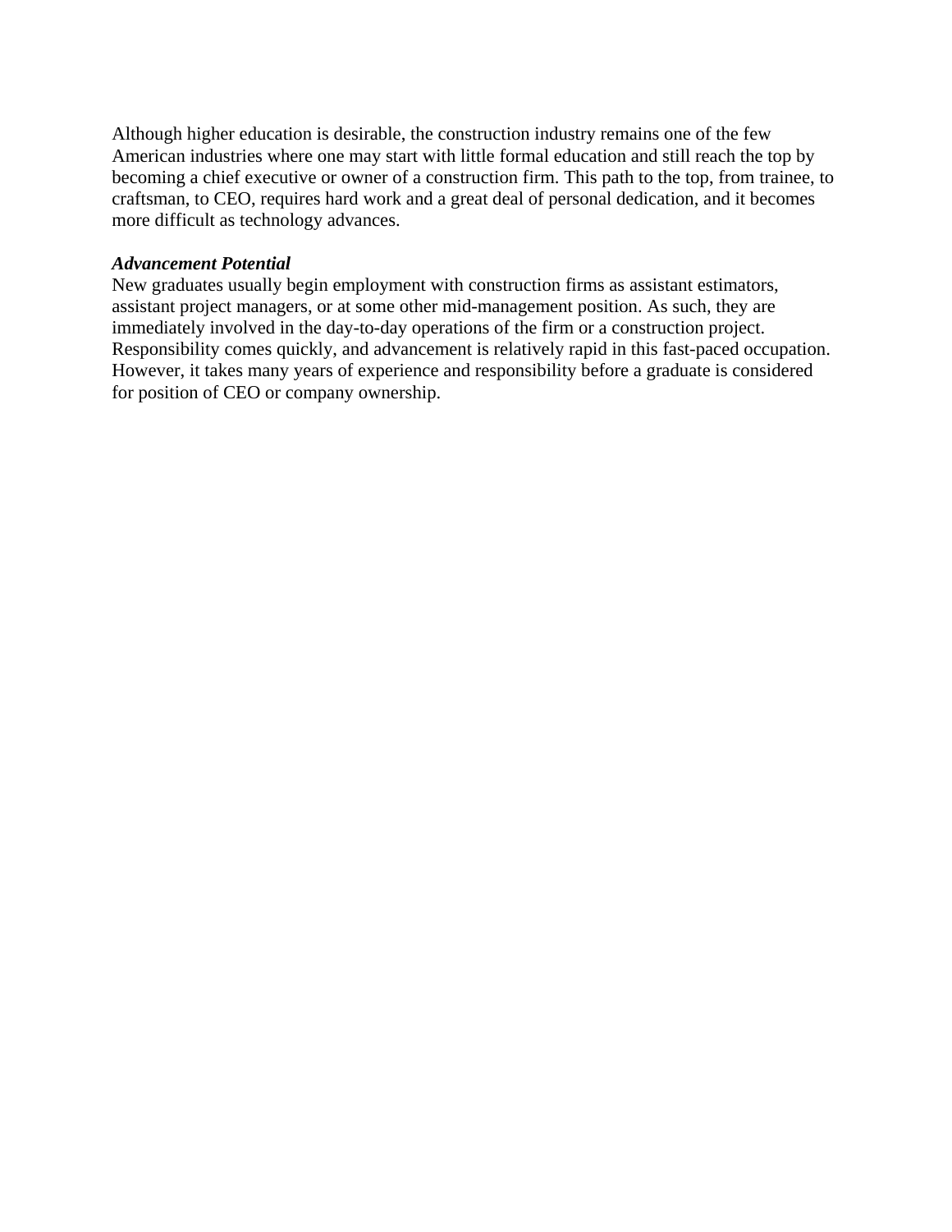Although higher education is desirable, the construction industry remains one of the few American industries where one may start with little formal education and still reach the top by becoming a chief executive or owner of a construction firm. This path to the top, from trainee, to craftsman, to CEO, requires hard work and a great deal of personal dedication, and it becomes more difficult as technology advances.

***Advancement Potential***

New graduates usually begin employment with construction firms as assistant estimators, assistant project managers, or at some other mid-management position. As such, they are immediately involved in the day-to-day operations of the firm or a construction project. Responsibility comes quickly, and advancement is relatively rapid in this fast-paced occupation. However, it takes many years of experience and responsibility before a graduate is considered for position of CEO or company ownership.